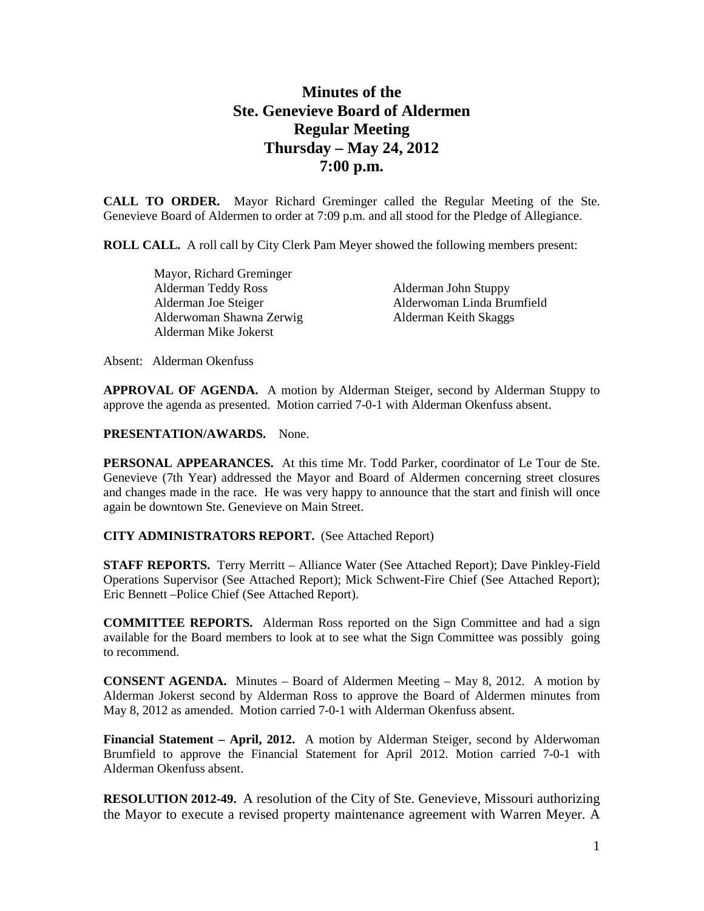# Minutes of the Ste. Genevieve Board of Aldermen Regular Meeting Thursday – May 24, 2012 7:00 p.m.

**CALL TO ORDER.** Mayor Richard Greminger called the Regular Meeting of the Ste. Genevieve Board of Aldermen to order at 7:09 p.m. and all stood for the Pledge of Allegiance.

**ROLL CALL.** A roll call by City Clerk Pam Meyer showed the following members present:

Mayor, Richard Greminger
Alderman Teddy Ross
Alderman Joe Steiger
Alderwoman Shawna Zerwig
Alderman Mike Jokerst
Alderman John Stuppy
Alderwoman Linda Brumfield
Alderman Keith Skaggs

Absent: Alderman Okenfuss

**APPROVAL OF AGENDA.** A motion by Alderman Steiger, second by Alderman Stuppy to approve the agenda as presented. Motion carried 7-0-1 with Alderman Okenfuss absent.

**PRESENTATION/AWARDS.** None.

**PERSONAL APPEARANCES.** At this time Mr. Todd Parker, coordinator of Le Tour de Ste. Genevieve (7th Year) addressed the Mayor and Board of Aldermen concerning street closures and changes made in the race. He was very happy to announce that the start and finish will once again be downtown Ste. Genevieve on Main Street.

**CITY ADMINISTRATORS REPORT.** (See Attached Report)

**STAFF REPORTS.** Terry Merritt – Alliance Water (See Attached Report); Dave Pinkley-Field Operations Supervisor (See Attached Report); Mick Schwent-Fire Chief (See Attached Report); Eric Bennett –Police Chief (See Attached Report).

**COMMITTEE REPORTS.** Alderman Ross reported on the Sign Committee and had a sign available for the Board members to look at to see what the Sign Committee was possibly going to recommend.

**CONSENT AGENDA.** Minutes – Board of Aldermen Meeting – May 8, 2012. A motion by Alderman Jokerst second by Alderman Ross to approve the Board of Aldermen minutes from May 8, 2012 as amended. Motion carried 7-0-1 with Alderman Okenfuss absent.

**Financial Statement – April, 2012.** A motion by Alderman Steiger, second by Alderwoman Brumfield to approve the Financial Statement for April 2012. Motion carried 7-0-1 with Alderman Okenfuss absent.

**RESOLUTION 2012-49.** A resolution of the City of Ste. Genevieve, Missouri authorizing the Mayor to execute a revised property maintenance agreement with Warren Meyer. A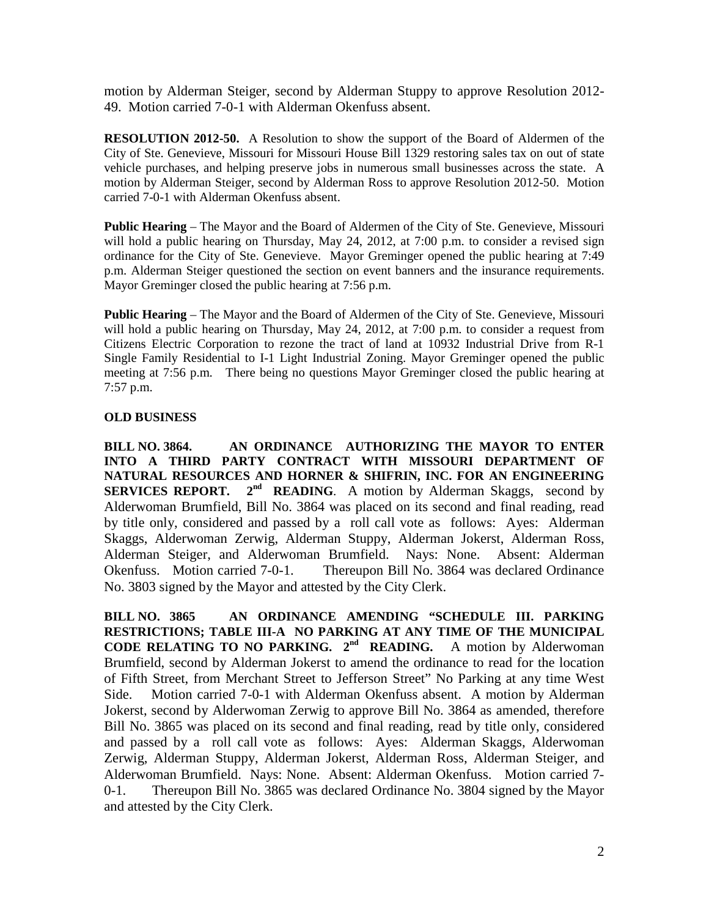motion by Alderman Steiger, second by Alderman Stuppy to approve Resolution 2012-49. Motion carried 7-0-1 with Alderman Okenfuss absent.

**RESOLUTION 2012-50.** A Resolution to show the support of the Board of Aldermen of the City of Ste. Genevieve, Missouri for Missouri House Bill 1329 restoring sales tax on out of state vehicle purchases, and helping preserve jobs in numerous small businesses across the state. A motion by Alderman Steiger, second by Alderman Ross to approve Resolution 2012-50. Motion carried 7-0-1 with Alderman Okenfuss absent.

**Public Hearing** – The Mayor and the Board of Aldermen of the City of Ste. Genevieve, Missouri will hold a public hearing on Thursday, May 24, 2012, at 7:00 p.m. to consider a revised sign ordinance for the City of Ste. Genevieve. Mayor Greminger opened the public hearing at 7:49 p.m. Alderman Steiger questioned the section on event banners and the insurance requirements. Mayor Greminger closed the public hearing at 7:56 p.m.

**Public Hearing** – The Mayor and the Board of Aldermen of the City of Ste. Genevieve, Missouri will hold a public hearing on Thursday, May 24, 2012, at 7:00 p.m. to consider a request from Citizens Electric Corporation to rezone the tract of land at 10932 Industrial Drive from R-1 Single Family Residential to I-1 Light Industrial Zoning. Mayor Greminger opened the public meeting at 7:56 p.m. There being no questions Mayor Greminger closed the public hearing at 7:57 p.m.

**OLD BUSINESS**

**BILL NO. 3864. AN ORDINANCE AUTHORIZING THE MAYOR TO ENTER INTO A THIRD PARTY CONTRACT WITH MISSOURI DEPARTMENT OF NATURAL RESOURCES AND HORNER & SHIFRIN, INC. FOR AN ENGINEERING SERVICES REPORT. 2nd READING**. A motion by Alderman Skaggs, second by Alderwoman Brumfield, Bill No. 3864 was placed on its second and final reading, read by title only, considered and passed by a roll call vote as follows: Ayes: Alderman Skaggs, Alderwoman Zerwig, Alderman Stuppy, Alderman Jokerst, Alderman Ross, Alderman Steiger, and Alderwoman Brumfield. Nays: None. Absent: Alderman Okenfuss. Motion carried 7-0-1. Thereupon Bill No. 3864 was declared Ordinance No. 3803 signed by the Mayor and attested by the City Clerk.

**BILL NO. 3865 AN ORDINANCE AMENDING "SCHEDULE III. PARKING RESTRICTIONS; TABLE III-A NO PARKING AT ANY TIME OF THE MUNICIPAL CODE RELATING TO NO PARKING. 2nd READING.** A motion by Alderwoman Brumfield, second by Alderman Jokerst to amend the ordinance to read for the location of Fifth Street, from Merchant Street to Jefferson Street" No Parking at any time West Side. Motion carried 7-0-1 with Alderman Okenfuss absent. A motion by Alderman Jokerst, second by Alderwoman Zerwig to approve Bill No. 3864 as amended, therefore Bill No. 3865 was placed on its second and final reading, read by title only, considered and passed by a roll call vote as follows: Ayes: Alderman Skaggs, Alderwoman Zerwig, Alderman Stuppy, Alderman Jokerst, Alderman Ross, Alderman Steiger, and Alderwoman Brumfield. Nays: None. Absent: Alderman Okenfuss. Motion carried 7-0-1. Thereupon Bill No. 3865 was declared Ordinance No. 3804 signed by the Mayor and attested by the City Clerk.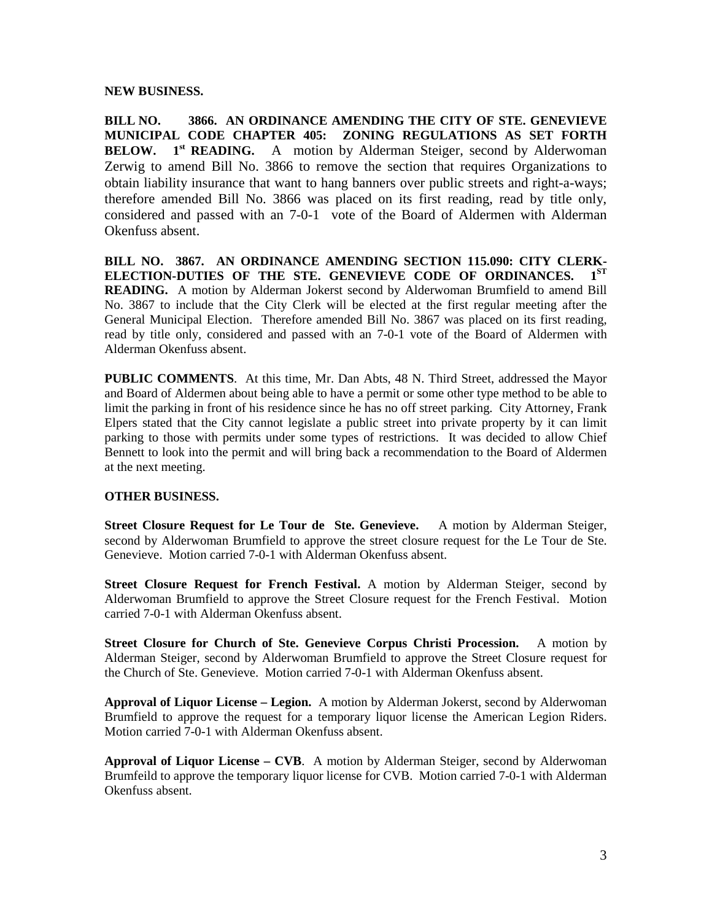**NEW BUSINESS.**

**BILL NO. 3866. AN ORDINANCE AMENDING THE CITY OF STE. GENEVIEVE MUNICIPAL CODE CHAPTER 405: ZONING REGULATIONS AS SET FORTH BELOW. 1st READING.** A motion by Alderman Steiger, second by Alderwoman Zerwig to amend Bill No. 3866 to remove the section that requires Organizations to obtain liability insurance that want to hang banners over public streets and right-a-ways; therefore amended Bill No. 3866 was placed on its first reading, read by title only, considered and passed with an 7-0-1 vote of the Board of Aldermen with Alderman Okenfuss absent.

**BILL NO. 3867. AN ORDINANCE AMENDING SECTION 115.090: CITY CLERK-ELECTION-DUTIES OF THE STE. GENEVIEVE CODE OF ORDINANCES. 1ST READING.** A motion by Alderman Jokerst second by Alderwoman Brumfield to amend Bill No. 3867 to include that the City Clerk will be elected at the first regular meeting after the General Municipal Election. Therefore amended Bill No. 3867 was placed on its first reading, read by title only, considered and passed with an 7-0-1 vote of the Board of Aldermen with Alderman Okenfuss absent.

**PUBLIC COMMENTS**. At this time, Mr. Dan Abts, 48 N. Third Street, addressed the Mayor and Board of Aldermen about being able to have a permit or some other type method to be able to limit the parking in front of his residence since he has no off street parking. City Attorney, Frank Elpers stated that the City cannot legislate a public street into private property by it can limit parking to those with permits under some types of restrictions. It was decided to allow Chief Bennett to look into the permit and will bring back a recommendation to the Board of Aldermen at the next meeting.

**OTHER BUSINESS.**

**Street Closure Request for Le Tour de Ste. Genevieve.** A motion by Alderman Steiger, second by Alderwoman Brumfield to approve the street closure request for the Le Tour de Ste. Genevieve. Motion carried 7-0-1 with Alderman Okenfuss absent.

**Street Closure Request for French Festival.** A motion by Alderman Steiger, second by Alderwoman Brumfield to approve the Street Closure request for the French Festival. Motion carried 7-0-1 with Alderman Okenfuss absent.

**Street Closure for Church of Ste. Genevieve Corpus Christi Procession.** A motion by Alderman Steiger, second by Alderwoman Brumfield to approve the Street Closure request for the Church of Ste. Genevieve. Motion carried 7-0-1 with Alderman Okenfuss absent.

**Approval of Liquor License – Legion.** A motion by Alderman Jokerst, second by Alderwoman Brumfield to approve the request for a temporary liquor license the American Legion Riders. Motion carried 7-0-1 with Alderman Okenfuss absent.

**Approval of Liquor License – CVB**. A motion by Alderman Steiger, second by Alderwoman Brumfeild to approve the temporary liquor license for CVB. Motion carried 7-0-1 with Alderman Okenfuss absent.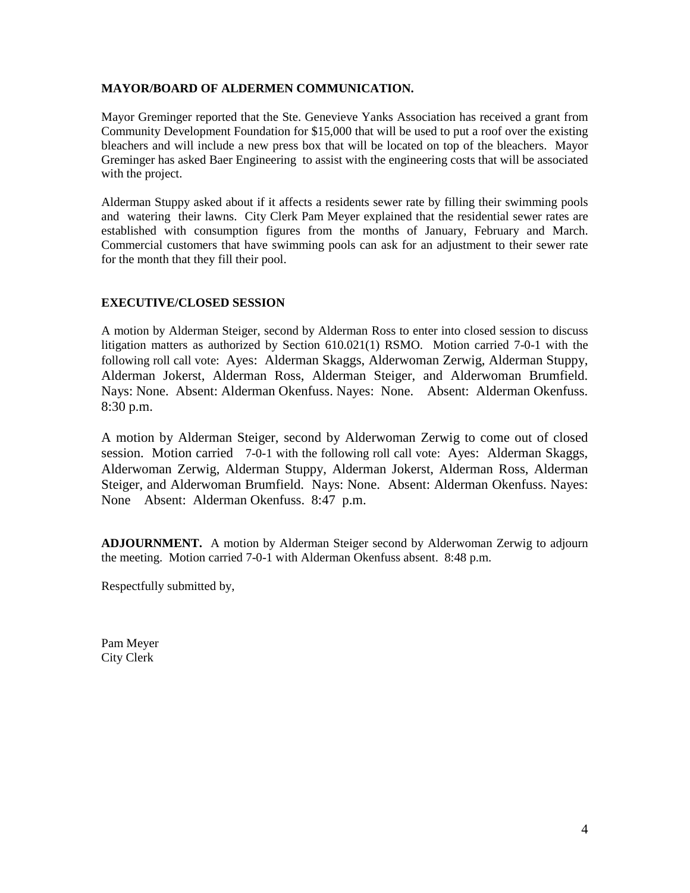**MAYOR/BOARD OF ALDERMEN COMMUNICATION.**

Mayor Greminger reported that the Ste. Genevieve Yanks Association has received a grant from Community Development Foundation for $15,000 that will be used to put a roof over the existing bleachers and will include a new press box that will be located on top of the bleachers. Mayor Greminger has asked Baer Engineering to assist with the engineering costs that will be associated with the project.

Alderman Stuppy asked about if it affects a residents sewer rate by filling their swimming pools and watering their lawns. City Clerk Pam Meyer explained that the residential sewer rates are established with consumption figures from the months of January, February and March. Commercial customers that have swimming pools can ask for an adjustment to their sewer rate for the month that they fill their pool.

**EXECUTIVE/CLOSED SESSION**

A motion by Alderman Steiger, second by Alderman Ross to enter into closed session to discuss litigation matters as authorized by Section 610.021(1) RSMO. Motion carried 7-0-1 with the following roll call vote: Ayes: Alderman Skaggs, Alderwoman Zerwig, Alderman Stuppy, Alderman Jokerst, Alderman Ross, Alderman Steiger, and Alderwoman Brumfield. Nays: None. Absent: Alderman Okenfuss. Nayes: None. Absent: Alderman Okenfuss. 8:30 p.m.

A motion by Alderman Steiger, second by Alderwoman Zerwig to come out of closed session. Motion carried 7-0-1 with the following roll call vote: Ayes: Alderman Skaggs, Alderwoman Zerwig, Alderman Stuppy, Alderman Jokerst, Alderman Ross, Alderman Steiger, and Alderwoman Brumfield. Nays: None. Absent: Alderman Okenfuss. Nayes: None Absent: Alderman Okenfuss. 8:47 p.m.

**ADJOURNMENT.** A motion by Alderman Steiger second by Alderwoman Zerwig to adjourn the meeting. Motion carried 7-0-1 with Alderman Okenfuss absent. 8:48 p.m.

Respectfully submitted by,

Pam Meyer
City Clerk